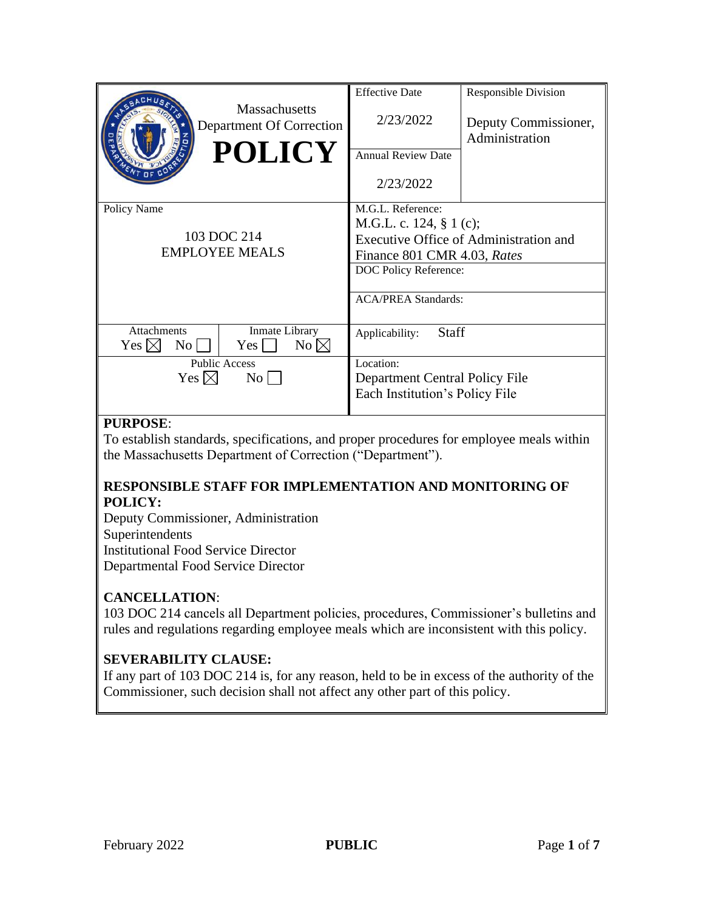| Massachusetts Department Of Correction **POLICY** | Effective Date<br>2/23/2022 | Responsible Division<br>Deputy Commissioner, Administration |
|---|---|---|
| | Annual Review Date<br>2/23/2022 | |
| Policy Name<br>103 DOC 214<br>EMPLOYEE MEALS | M.G.L. Reference:<br>M.G.L. c. 124, § 1 (c);<br>Executive Office of Administration and Finance 801 CMR 4.03, *Rates* | |
| | DOC Policy Reference: | |
| | ACA/PREA Standards: | |
| Attachments: Yes ☒ No ☐ / Inmate Library: Yes ☐ No ☒ | Applicability: Staff | |
| Public Access: Yes ☒ No ☐ | Location:<br>Department Central Policy File<br>Each Institution's Policy File | |

**PURPOSE**:
To establish standards, specifications, and proper procedures for employee meals within the Massachusetts Department of Correction ("Department").

**RESPONSIBLE STAFF FOR IMPLEMENTATION AND MONITORING OF POLICY:**
Deputy Commissioner, Administration
Superintendents
Institutional Food Service Director
Departmental Food Service Director

**CANCELLATION**:
103 DOC 214 cancels all Department policies, procedures, Commissioner's bulletins and rules and regulations regarding employee meals which are inconsistent with this policy.

**SEVERABILITY CLAUSE:**
If any part of 103 DOC 214 is, for any reason, held to be in excess of the authority of the Commissioner, such decision shall not affect any other part of this policy.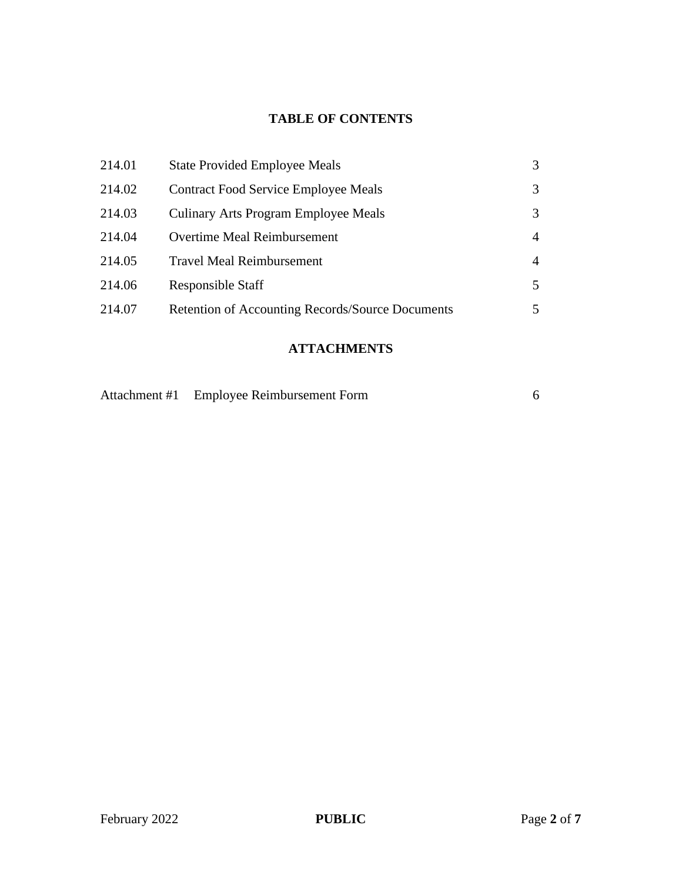## TABLE OF CONTENTS

| | | |
|---|---|---|
| 214.01 | State Provided Employee Meals | 3 |
| 214.02 | Contract Food Service Employee Meals | 3 |
| 214.03 | Culinary Arts Program Employee Meals | 3 |
| 214.04 | Overtime Meal Reimbursement | 4 |
| 214.05 | Travel Meal Reimbursement | 4 |
| 214.06 | Responsible Staff | 5 |
| 214.07 | Retention of Accounting Records/Source Documents | 5 |

## ATTACHMENTS

| | | |
|---|---|---|
| Attachment #1 | Employee Reimbursement Form | 6 |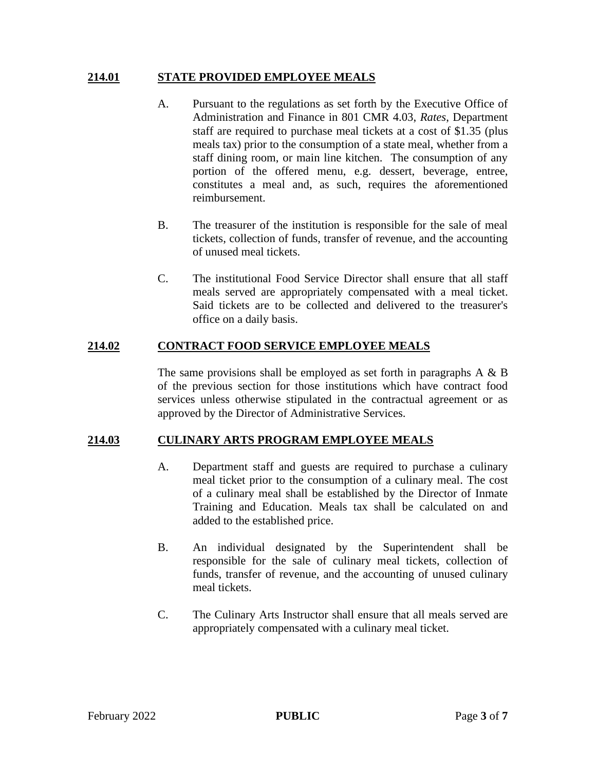## 214.01 STATE PROVIDED EMPLOYEE MEALS

A. Pursuant to the regulations as set forth by the Executive Office of Administration and Finance in 801 CMR 4.03, *Rates*, Department staff are required to purchase meal tickets at a cost of $1.35 (plus meals tax) prior to the consumption of a state meal, whether from a staff dining room, or main line kitchen. The consumption of any portion of the offered menu, e.g. dessert, beverage, entree, constitutes a meal and, as such, requires the aforementioned reimbursement.

B. The treasurer of the institution is responsible for the sale of meal tickets, collection of funds, transfer of revenue, and the accounting of unused meal tickets.

C. The institutional Food Service Director shall ensure that all staff meals served are appropriately compensated with a meal ticket. Said tickets are to be collected and delivered to the treasurer's office on a daily basis.

## 214.02 CONTRACT FOOD SERVICE EMPLOYEE MEALS

The same provisions shall be employed as set forth in paragraphs A & B of the previous section for those institutions which have contract food services unless otherwise stipulated in the contractual agreement or as approved by the Director of Administrative Services.

## 214.03 CULINARY ARTS PROGRAM EMPLOYEE MEALS

A. Department staff and guests are required to purchase a culinary meal ticket prior to the consumption of a culinary meal. The cost of a culinary meal shall be established by the Director of Inmate Training and Education. Meals tax shall be calculated on and added to the established price.

B. An individual designated by the Superintendent shall be responsible for the sale of culinary meal tickets, collection of funds, transfer of revenue, and the accounting of unused culinary meal tickets.

C. The Culinary Arts Instructor shall ensure that all meals served are appropriately compensated with a culinary meal ticket.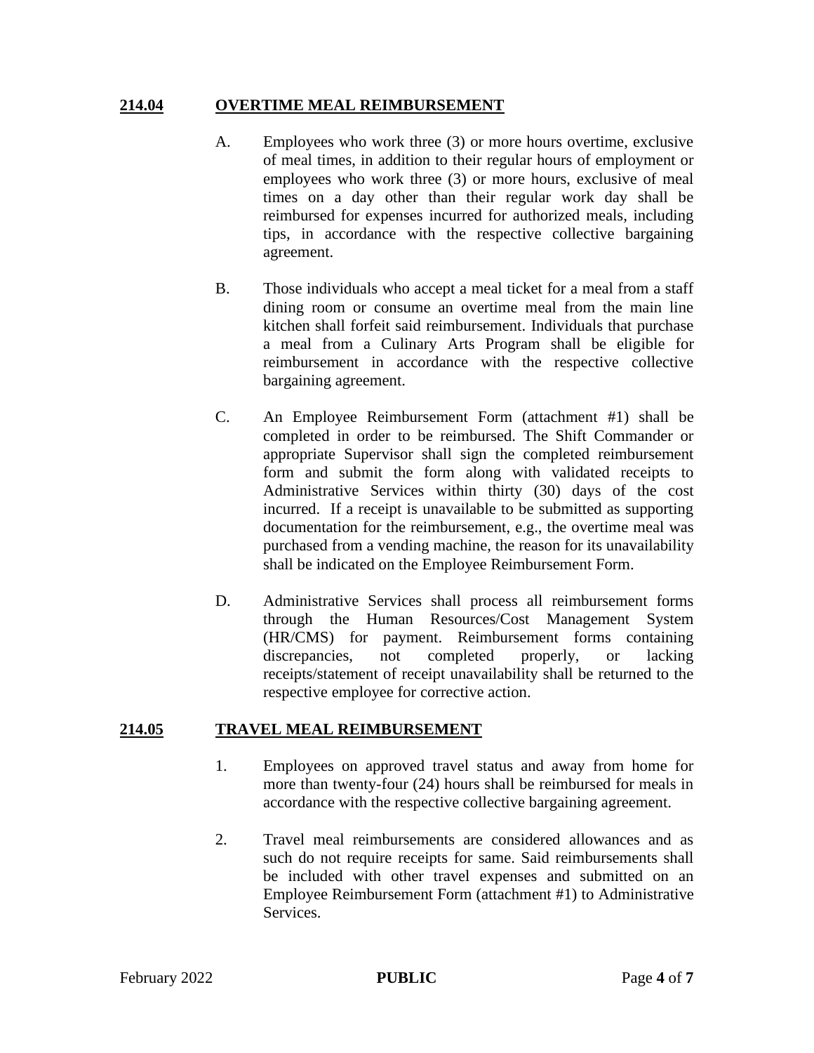## 214.04 OVERTIME MEAL REIMBURSEMENT

A. Employees who work three (3) or more hours overtime, exclusive of meal times, in addition to their regular hours of employment or employees who work three (3) or more hours, exclusive of meal times on a day other than their regular work day shall be reimbursed for expenses incurred for authorized meals, including tips, in accordance with the respective collective bargaining agreement.

B. Those individuals who accept a meal ticket for a meal from a staff dining room or consume an overtime meal from the main line kitchen shall forfeit said reimbursement. Individuals that purchase a meal from a Culinary Arts Program shall be eligible for reimbursement in accordance with the respective collective bargaining agreement.

C. An Employee Reimbursement Form (attachment #1) shall be completed in order to be reimbursed. The Shift Commander or appropriate Supervisor shall sign the completed reimbursement form and submit the form along with validated receipts to Administrative Services within thirty (30) days of the cost incurred. If a receipt is unavailable to be submitted as supporting documentation for the reimbursement, e.g., the overtime meal was purchased from a vending machine, the reason for its unavailability shall be indicated on the Employee Reimbursement Form.

D. Administrative Services shall process all reimbursement forms through the Human Resources/Cost Management System (HR/CMS) for payment. Reimbursement forms containing discrepancies, not completed properly, or lacking receipts/statement of receipt unavailability shall be returned to the respective employee for corrective action.

## 214.05 TRAVEL MEAL REIMBURSEMENT

1. Employees on approved travel status and away from home for more than twenty-four (24) hours shall be reimbursed for meals in accordance with the respective collective bargaining agreement.

2. Travel meal reimbursements are considered allowances and as such do not require receipts for same. Said reimbursements shall be included with other travel expenses and submitted on an Employee Reimbursement Form (attachment #1) to Administrative Services.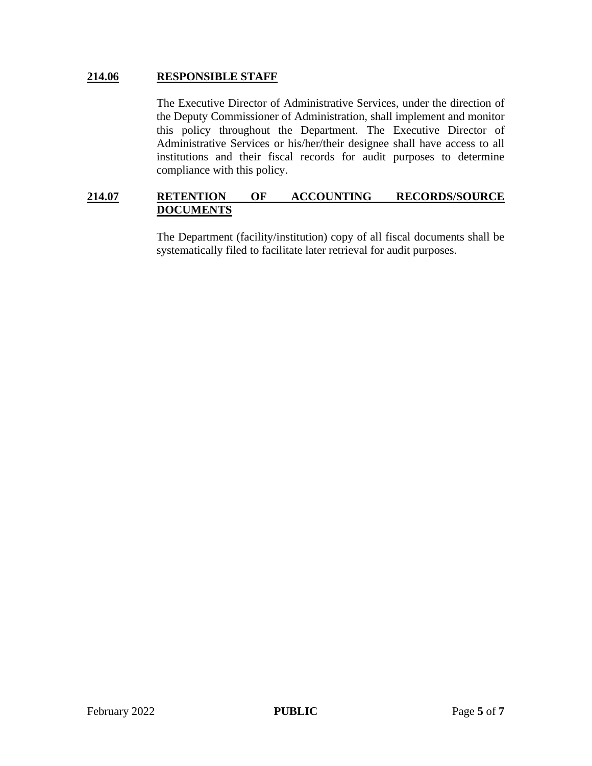## 214.06 RESPONSIBLE STAFF

The Executive Director of Administrative Services, under the direction of the Deputy Commissioner of Administration, shall implement and monitor this policy throughout the Department. The Executive Director of Administrative Services or his/her/their designee shall have access to all institutions and their fiscal records for audit purposes to determine compliance with this policy.

## 214.07 RETENTION OF ACCOUNTING RECORDS/SOURCE DOCUMENTS

The Department (facility/institution) copy of all fiscal documents shall be systematically filed to facilitate later retrieval for audit purposes.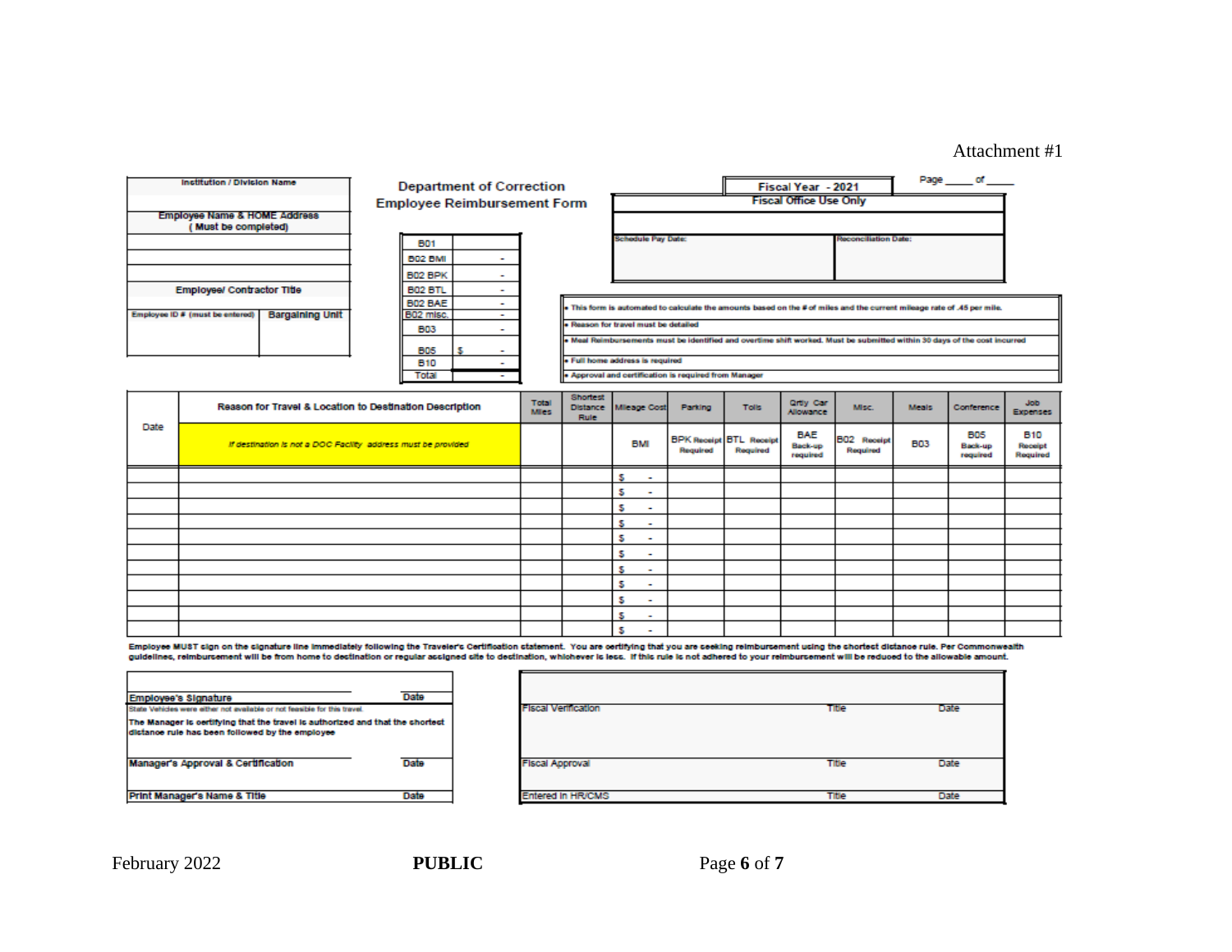Attachment #1

| Institution / Division Name | |
|---|---|
| | |
| Employee Name & HOME Address ( Must be completed) | |
| | |
| | |
| | |
| Employee/ Contractor Title | |
| Employee ID # (must be entered) | Bargaining Unit |
| | |

## Department of Correction
## Employee Reimbursement Form

| | |
|---|---|
| B01 | |
| B02 BMI | - |
| B02 BPK | - |
| B02 BTL | - |
| B02 BAE | - |
| B02 misc. | - |
| B03 | - |
| B05 | $ - |
| B10 | - |
| Total | - |

Page _____ of _____

| Fiscal Year - 2021 | |
|---|---|
| Fiscal Office Use Only | |
| | |
| Schedule Pay Date: | Reconciliation Date: |

- This form is automated to calculate the amounts based on the # of miles and the current mileage rate of .45 per mile.
- Reason for travel must be detailed
- Meal Reimbursements must be identified and overtime shift worked. Must be submitted within 30 days of the cost incurred
- Full home address is required
- Approval and certification is required from Manager

| Date | Reason for Travel & Location to Destination Description | Total Miles | Shortest Distance Rule | Mileage Cost | Parking | Tolls | Qrtly Car Allowance | Misc. | Meals | Conference | Job Expenses |
|---|---|---|---|---|---|---|---|---|---|---|---|
| | *If destination is not a DOC Facility address must be provided* | | | BMI | BPK Receipt Required | BTL Receipt Required | BAE Back-up required | B02 Receipt Required | B03 | B05 Back-up required | B10 Receipt Required |
| | | | | $ - | | | | | | | |
| | | | | $ - | | | | | | | |
| | | | | $ - | | | | | | | |
| | | | | $ - | | | | | | | |
| | | | | $ - | | | | | | | |
| | | | | $ - | | | | | | | |
| | | | | $ - | | | | | | | |
| | | | | $ - | | | | | | | |
| | | | | $ - | | | | | | | |
| | | | | $ - | | | | | | | |
| | | | | $ - | | | | | | | |

Employee MUST sign on the signature line immediately following the Traveler's Certification statement. You are certifying that you are seeking reimbursement using the shortest distance rule. Per Commonwealth guidelines, reimbursement will be from home to destination or regular assigned site to destination, whichever is less. If this rule is not adhered to your reimbursement will be reduced to the allowable amount.

| | |
|---|---|
| Employee's Signature | Date |
| State Vehicles were either not available or not feasible for this travel. | |
| The Manager is certifying that the travel is authorized and that the shortest distance rule has been followed by the employee | |
| Manager's Approval & Certification | Date |
| Print Manager's Name & Title | Date |

| | | |
|---|---|---|
| Fiscal Verification | Title | Date |
| Fiscal Approval | Title | Date |
| Entered in HR/CMS | Title | Date |

February 2022 **PUBLIC**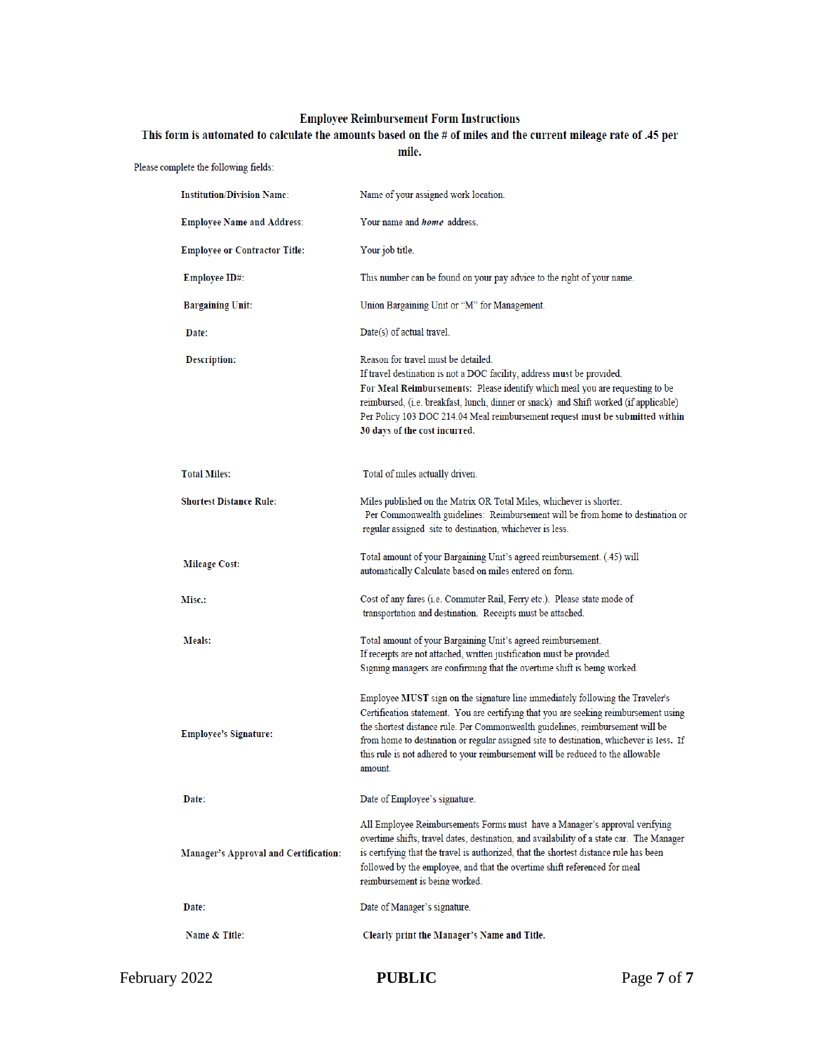## Employee Reimbursement Form Instructions

**This form is automated to calculate the amounts based on the # of miles and the current mileage rate of .45 per mile.**

Please complete the following fields:

| | |
|---|---|
| **Institution/Division Name**: | Name of your assigned work location. |
| **Employee Name and Address**: | Your name and ***home*** address. |
| **Employee or Contractor Title:** | Your job title. |
| **Employee ID#**: | This number can be found on your pay advice to the right of your name. |
| **Bargaining Unit:** | Union Bargaining Unit or "M" for Management. |
| **Date:** | Date(s) of actual travel. |
| **Description:** | Reason for travel must be detailed.<br>If travel destination is not a DOC facility, address **must** be provided.<br>For **Meal Reimbursements**: Please identify which meal you are requesting to be reimbursed, (i.e. breakfast, lunch, dinner or snack) and Shift worked (if applicable) Per Policy 103 DOC 214.04 Meal reimbursement request **must be submitted within 30 days of the cost incurred.** |
| **Total Miles:** | Total of miles actually driven. |
| **Shortest Distance Rule:** | Miles published on the Matrix OR Total Miles, whichever is shorter.<br>Per Commonwealth guidelines: Reimbursement will be from home to destination or regular assigned site to destination, whichever is less. |
| **Mileage Cost:** | Total amount of your Bargaining Unit's agreed reimbursement. (.45) will automatically Calculate based on miles entered on form. |
| **Misc.:** | Cost of any fares (i.e. Commuter Rail, Ferry etc.). Please state mode of transportation and destination. Receipts must be attached. |
| **Meals:** | Total amount of your Bargaining Unit's agreed reimbursement.<br>If receipts are not attached, written justification must be provided.<br>Signing managers are confirming that the overtime shift is being worked. |
| **Employee's Signature:** | Employee **MUST** sign on the signature line immediately following the Traveler's Certification statement. You are certifying that you are seeking reimbursement using the shortest distance rule. Per Commonwealth guidelines, reimbursement will be from home to destination or regular assigned site to destination, whichever is less. If this rule is not adhered to your reimbursement will be reduced to the allowable amount. |
| **Date:** | Date of Employee's signature. |
| **Manager's Approval and Certification:** | All Employee Reimbursements Forms must have a Manager's approval verifying overtime shifts, travel dates, destination, and availability of a state car. The Manager is certifying that the travel is authorized, that the shortest distance rule has been followed by the employee, and that the overtime shift referenced for meal reimbursement is being worked. |
| **Date:** | Date of Manager's signature. |
| **Name & Title:** | **Clearly print the Manager's Name and Title.** |

February 2022 **PUBLIC**